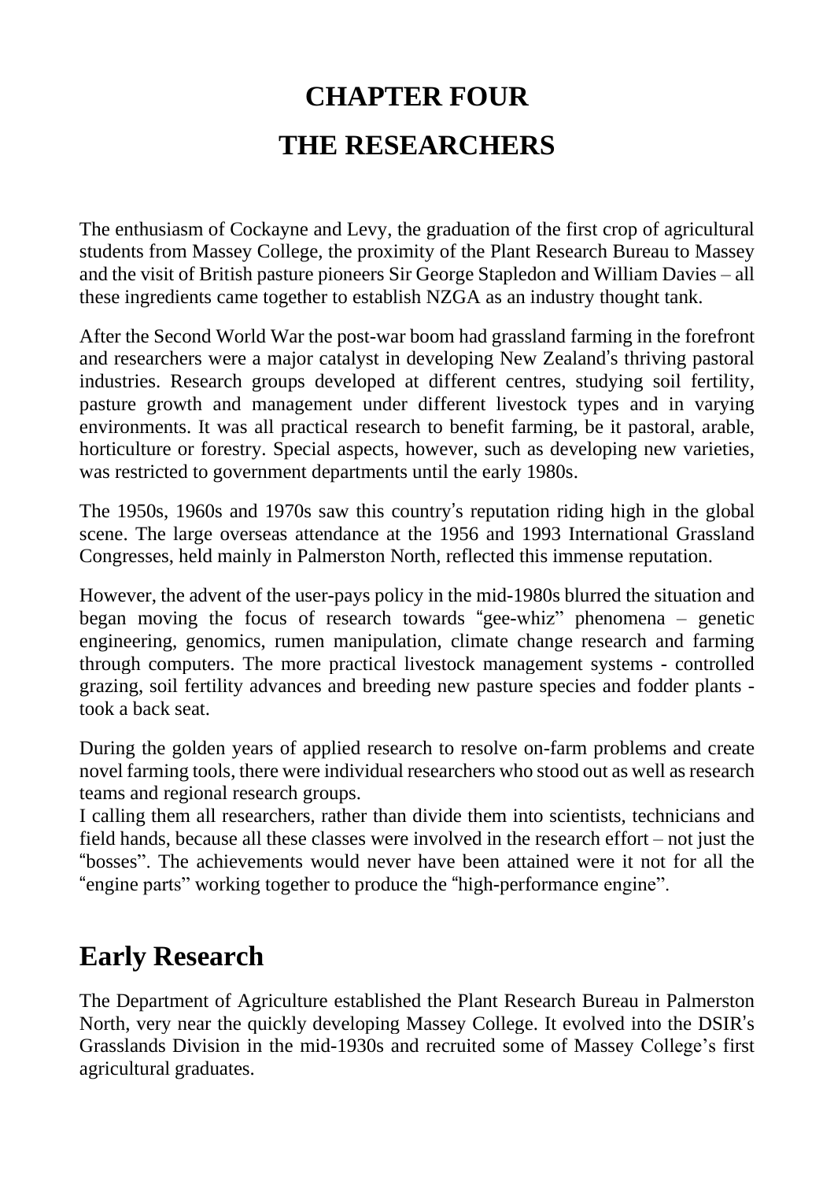# CHAPTER FOUR

# THE RESEARCHERS

The enthusiasm of Cockayne and Levy, the graduation of the first crop of agricultural students from Massey College, the proximity of the Plant Research Bureau to Massey and the visit of British pasture pioneers Sir George Stapledon and William Davies – all these ingredients came together to establish NZGA as an industry thought tank.

After the Second World War the post-war boom had grassland farming in the forefront and researchers were a major catalyst in developing New Zealand's thriving pastoral industries. Research groups developed at different centres, studying soil fertility, pasture growth and management under different livestock types and in varying environments. It was all practical research to benefit farming, be it pastoral, arable, horticulture or forestry. Special aspects, however, such as developing new varieties, was restricted to government departments until the early 1980s.

The 1950s, 1960s and 1970s saw this country's reputation riding high in the global scene. The large overseas attendance at the 1956 and 1993 International Grassland Congresses, held mainly in Palmerston North, reflected this immense reputation.

However, the advent of the user-pays policy in the mid-1980s blurred the situation and began moving the focus of research towards "gee-whiz" phenomena – genetic engineering, genomics, rumen manipulation, climate change research and farming through computers. The more practical livestock management systems - controlled grazing, soil fertility advances and breeding new pasture species and fodder plants - took a back seat.

During the golden years of applied research to resolve on-farm problems and create novel farming tools, there were individual researchers who stood out as well as research teams and regional research groups.

I calling them all researchers, rather than divide them into scientists, technicians and field hands, because all these classes were involved in the research effort – not just the "bosses". The achievements would never have been attained were it not for all the "engine parts" working together to produce the "high-performance engine".

## Early Research

The Department of Agriculture established the Plant Research Bureau in Palmerston North, very near the quickly developing Massey College. It evolved into the DSIR's Grasslands Division in the mid-1930s and recruited some of Massey College's first agricultural graduates.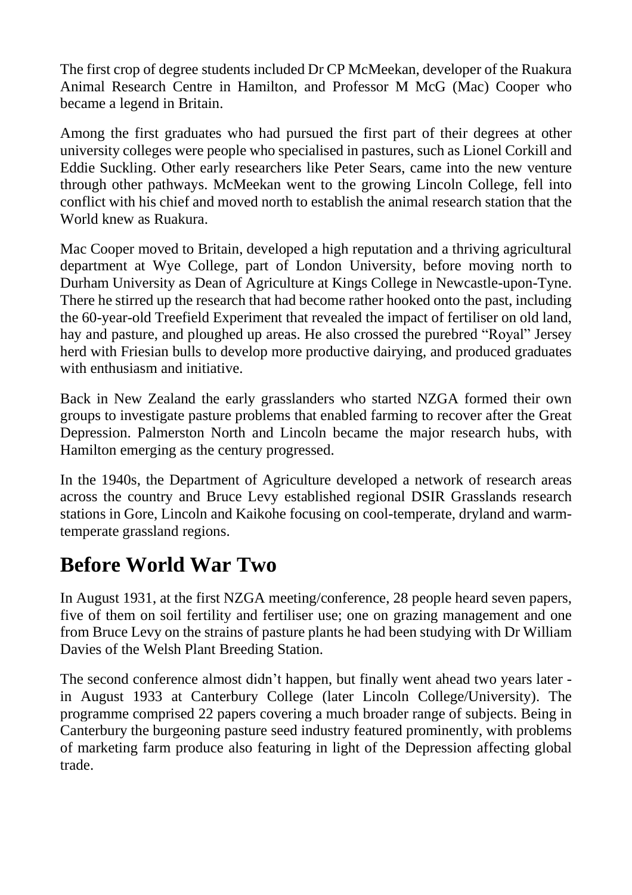The first crop of degree students included Dr CP McMeekan, developer of the Ruakura Animal Research Centre in Hamilton, and Professor M McG (Mac) Cooper who became a legend in Britain.

Among the first graduates who had pursued the first part of their degrees at other university colleges were people who specialised in pastures, such as Lionel Corkill and Eddie Suckling. Other early researchers like Peter Sears, came into the new venture through other pathways. McMeekan went to the growing Lincoln College, fell into conflict with his chief and moved north to establish the animal research station that the World knew as Ruakura.

Mac Cooper moved to Britain, developed a high reputation and a thriving agricultural department at Wye College, part of London University, before moving north to Durham University as Dean of Agriculture at Kings College in Newcastle-upon-Tyne. There he stirred up the research that had become rather hooked onto the past, including the 60-year-old Treefield Experiment that revealed the impact of fertiliser on old land, hay and pasture, and ploughed up areas. He also crossed the purebred "Royal" Jersey herd with Friesian bulls to develop more productive dairying, and produced graduates with enthusiasm and initiative.

Back in New Zealand the early grasslanders who started NZGA formed their own groups to investigate pasture problems that enabled farming to recover after the Great Depression. Palmerston North and Lincoln became the major research hubs, with Hamilton emerging as the century progressed.

In the 1940s, the Department of Agriculture developed a network of research areas across the country and Bruce Levy established regional DSIR Grasslands research stations in Gore, Lincoln and Kaikohe focusing on cool-temperate, dryland and warm-temperate grassland regions.

## Before World War Two

In August 1931, at the first NZGA meeting/conference, 28 people heard seven papers, five of them on soil fertility and fertiliser use; one on grazing management and one from Bruce Levy on the strains of pasture plants he had been studying with Dr William Davies of the Welsh Plant Breeding Station.

The second conference almost didn't happen, but finally went ahead two years later - in August 1933 at Canterbury College (later Lincoln College/University). The programme comprised 22 papers covering a much broader range of subjects. Being in Canterbury the burgeoning pasture seed industry featured prominently, with problems of marketing farm produce also featuring in light of the Depression affecting global trade.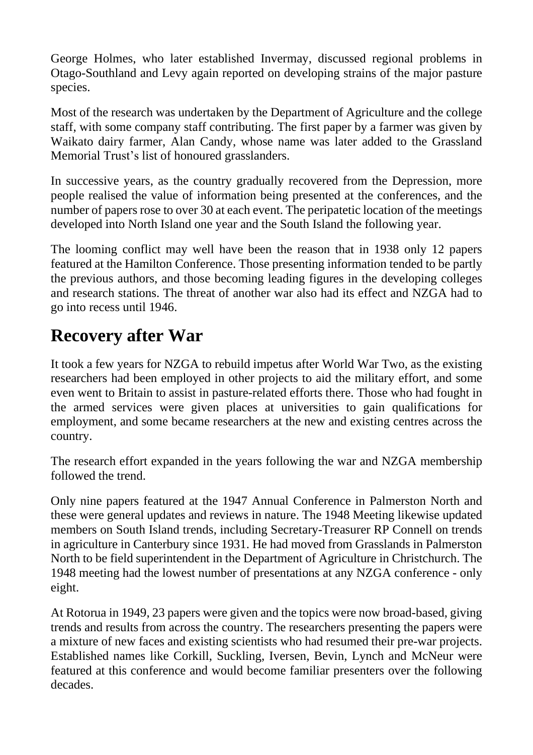George Holmes, who later established Invermay, discussed regional problems in Otago-Southland and Levy again reported on developing strains of the major pasture species.

Most of the research was undertaken by the Department of Agriculture and the college staff, with some company staff contributing. The first paper by a farmer was given by Waikato dairy farmer, Alan Candy, whose name was later added to the Grassland Memorial Trust's list of honoured grasslanders.

In successive years, as the country gradually recovered from the Depression, more people realised the value of information being presented at the conferences, and the number of papers rose to over 30 at each event. The peripatetic location of the meetings developed into North Island one year and the South Island the following year.

The looming conflict may well have been the reason that in 1938 only 12 papers featured at the Hamilton Conference. Those presenting information tended to be partly the previous authors, and those becoming leading figures in the developing colleges and research stations. The threat of another war also had its effect and NZGA had to go into recess until 1946.

## Recovery after War

It took a few years for NZGA to rebuild impetus after World War Two, as the existing researchers had been employed in other projects to aid the military effort, and some even went to Britain to assist in pasture-related efforts there. Those who had fought in the armed services were given places at universities to gain qualifications for employment, and some became researchers at the new and existing centres across the country.

The research effort expanded in the years following the war and NZGA membership followed the trend.

Only nine papers featured at the 1947 Annual Conference in Palmerston North and these were general updates and reviews in nature. The 1948 Meeting likewise updated members on South Island trends, including Secretary-Treasurer RP Connell on trends in agriculture in Canterbury since 1931. He had moved from Grasslands in Palmerston North to be field superintendent in the Department of Agriculture in Christchurch. The 1948 meeting had the lowest number of presentations at any NZGA conference - only eight.

At Rotorua in 1949, 23 papers were given and the topics were now broad-based, giving trends and results from across the country. The researchers presenting the papers were a mixture of new faces and existing scientists who had resumed their pre-war projects. Established names like Corkill, Suckling, Iversen, Bevin, Lynch and McNeur were featured at this conference and would become familiar presenters over the following decades.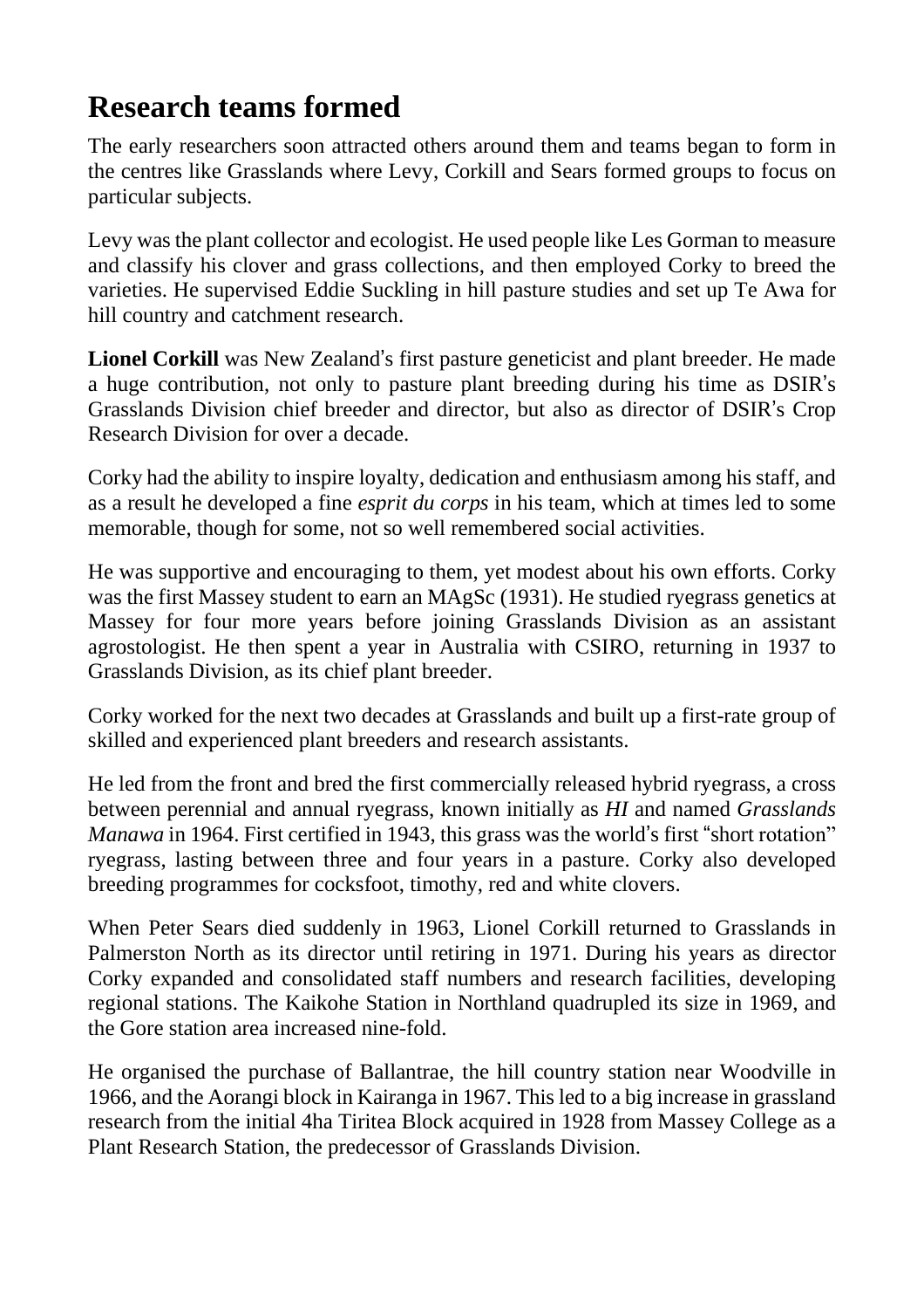# Research teams formed

The early researchers soon attracted others around them and teams began to form in the centres like Grasslands where Levy, Corkill and Sears formed groups to focus on particular subjects.

Levy was the plant collector and ecologist. He used people like Les Gorman to measure and classify his clover and grass collections, and then employed Corky to breed the varieties. He supervised Eddie Suckling in hill pasture studies and set up Te Awa for hill country and catchment research.

**Lionel Corkill** was New Zealand's first pasture geneticist and plant breeder. He made a huge contribution, not only to pasture plant breeding during his time as DSIR's Grasslands Division chief breeder and director, but also as director of DSIR's Crop Research Division for over a decade.

Corky had the ability to inspire loyalty, dedication and enthusiasm among his staff, and as a result he developed a fine *esprit du corps* in his team, which at times led to some memorable, though for some, not so well remembered social activities.

He was supportive and encouraging to them, yet modest about his own efforts. Corky was the first Massey student to earn an MAgSc (1931). He studied ryegrass genetics at Massey for four more years before joining Grasslands Division as an assistant agrostologist. He then spent a year in Australia with CSIRO, returning in 1937 to Grasslands Division, as its chief plant breeder.

Corky worked for the next two decades at Grasslands and built up a first-rate group of skilled and experienced plant breeders and research assistants.

He led from the front and bred the first commercially released hybrid ryegrass, a cross between perennial and annual ryegrass, known initially as *HI* and named *Grasslands Manawa* in 1964. First certified in 1943, this grass was the world's first "short rotation" ryegrass, lasting between three and four years in a pasture. Corky also developed breeding programmes for cocksfoot, timothy, red and white clovers.

When Peter Sears died suddenly in 1963, Lionel Corkill returned to Grasslands in Palmerston North as its director until retiring in 1971. During his years as director Corky expanded and consolidated staff numbers and research facilities, developing regional stations. The Kaikohe Station in Northland quadrupled its size in 1969, and the Gore station area increased nine-fold.

He organised the purchase of Ballantrae, the hill country station near Woodville in 1966, and the Aorangi block in Kairanga in 1967. This led to a big increase in grassland research from the initial 4ha Tiritea Block acquired in 1928 from Massey College as a Plant Research Station, the predecessor of Grasslands Division.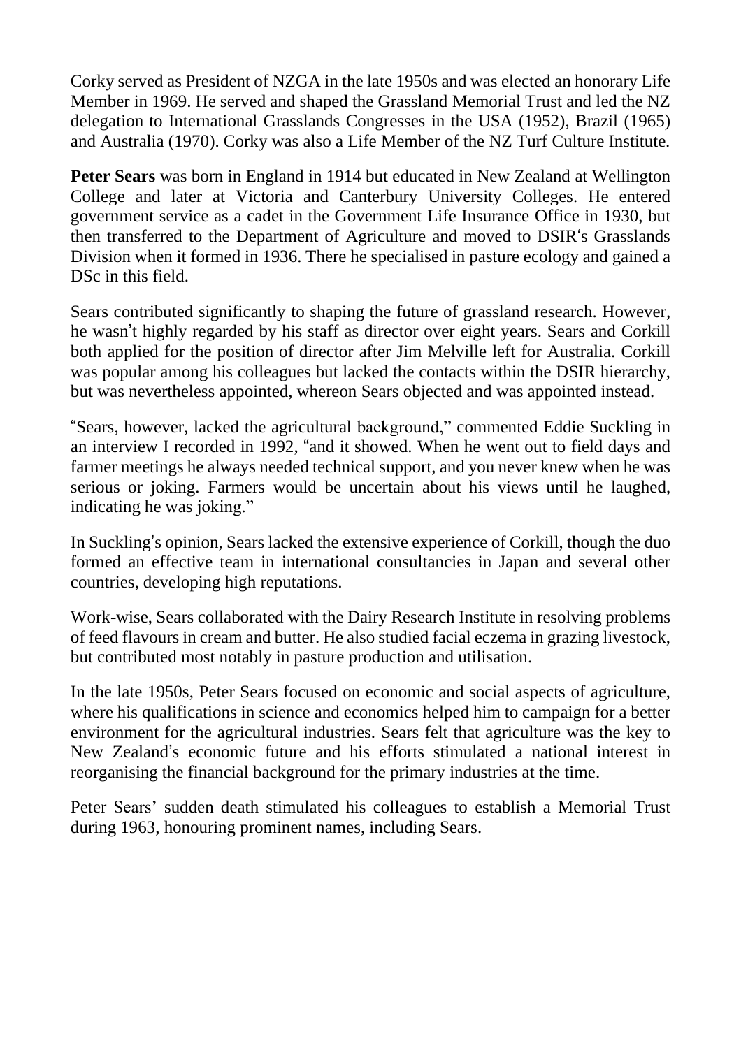Corky served as President of NZGA in the late 1950s and was elected an honorary Life Member in 1969. He served and shaped the Grassland Memorial Trust and led the NZ delegation to International Grasslands Congresses in the USA (1952), Brazil (1965) and Australia (1970). Corky was also a Life Member of the NZ Turf Culture Institute.

**Peter Sears** was born in England in 1914 but educated in New Zealand at Wellington College and later at Victoria and Canterbury University Colleges. He entered government service as a cadet in the Government Life Insurance Office in 1930, but then transferred to the Department of Agriculture and moved to DSIR's Grasslands Division when it formed in 1936. There he specialised in pasture ecology and gained a DSc in this field.

Sears contributed significantly to shaping the future of grassland research. However, he wasn't highly regarded by his staff as director over eight years. Sears and Corkill both applied for the position of director after Jim Melville left for Australia. Corkill was popular among his colleagues but lacked the contacts within the DSIR hierarchy, but was nevertheless appointed, whereon Sears objected and was appointed instead.

"Sears, however, lacked the agricultural background," commented Eddie Suckling in an interview I recorded in 1992, "and it showed. When he went out to field days and farmer meetings he always needed technical support, and you never knew when he was serious or joking. Farmers would be uncertain about his views until he laughed, indicating he was joking."

In Suckling's opinion, Sears lacked the extensive experience of Corkill, though the duo formed an effective team in international consultancies in Japan and several other countries, developing high reputations.

Work-wise, Sears collaborated with the Dairy Research Institute in resolving problems of feed flavours in cream and butter. He also studied facial eczema in grazing livestock, but contributed most notably in pasture production and utilisation.

In the late 1950s, Peter Sears focused on economic and social aspects of agriculture, where his qualifications in science and economics helped him to campaign for a better environment for the agricultural industries. Sears felt that agriculture was the key to New Zealand's economic future and his efforts stimulated a national interest in reorganising the financial background for the primary industries at the time.

Peter Sears' sudden death stimulated his colleagues to establish a Memorial Trust during 1963, honouring prominent names, including Sears.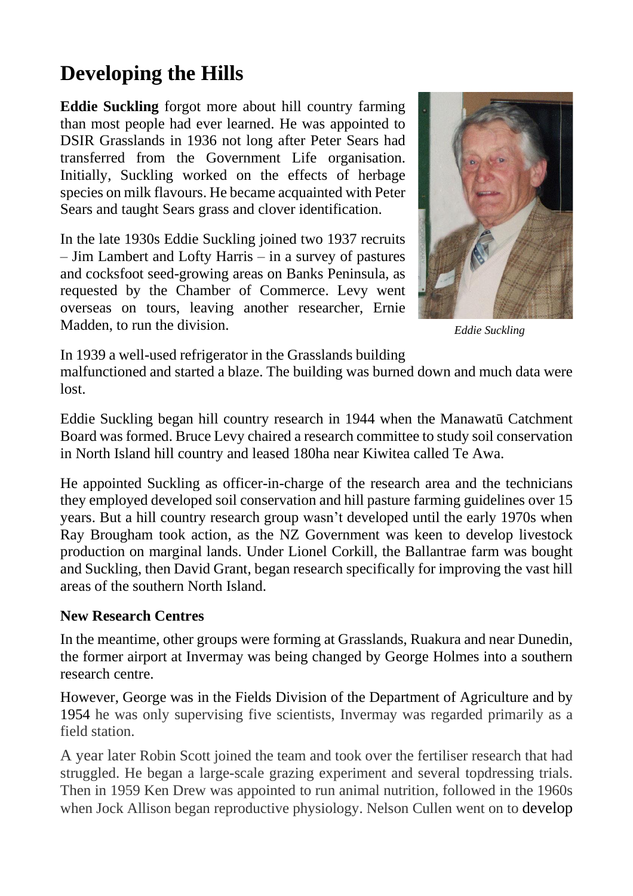# Developing the Hills

**Eddie Suckling** forgot more about hill country farming than most people had ever learned. He was appointed to DSIR Grasslands in 1936 not long after Peter Sears had transferred from the Government Life organisation. Initially, Suckling worked on the effects of herbage species on milk flavours. He became acquainted with Peter Sears and taught Sears grass and clover identification.

In the late 1930s Eddie Suckling joined two 1937 recruits – Jim Lambert and Lofty Harris – in a survey of pastures and cocksfoot seed-growing areas on Banks Peninsula, as requested by the Chamber of Commerce. Levy went overseas on tours, leaving another researcher, Ernie Madden, to run the division.

*Eddie Suckling*

In 1939 a well-used refrigerator in the Grasslands building malfunctioned and started a blaze. The building was burned down and much data were lost.

Eddie Suckling began hill country research in 1944 when the Manawatū Catchment Board was formed. Bruce Levy chaired a research committee to study soil conservation in North Island hill country and leased 180ha near Kiwitea called Te Awa.

He appointed Suckling as officer-in-charge of the research area and the technicians they employed developed soil conservation and hill pasture farming guidelines over 15 years. But a hill country research group wasn't developed until the early 1970s when Ray Brougham took action, as the NZ Government was keen to develop livestock production on marginal lands. Under Lionel Corkill, the Ballantrae farm was bought and Suckling, then David Grant, began research specifically for improving the vast hill areas of the southern North Island.

### New Research Centres

In the meantime, other groups were forming at Grasslands, Ruakura and near Dunedin, the former airport at Invermay was being changed by George Holmes into a southern research centre.

However, George was in the Fields Division of the Department of Agriculture and by 1954 he was only supervising five scientists, Invermay was regarded primarily as a field station.

A year later Robin Scott joined the team and took over the fertiliser research that had struggled. He began a large-scale grazing experiment and several topdressing trials. Then in 1959 Ken Drew was appointed to run animal nutrition, followed in the 1960s when Jock Allison began reproductive physiology. Nelson Cullen went on to develop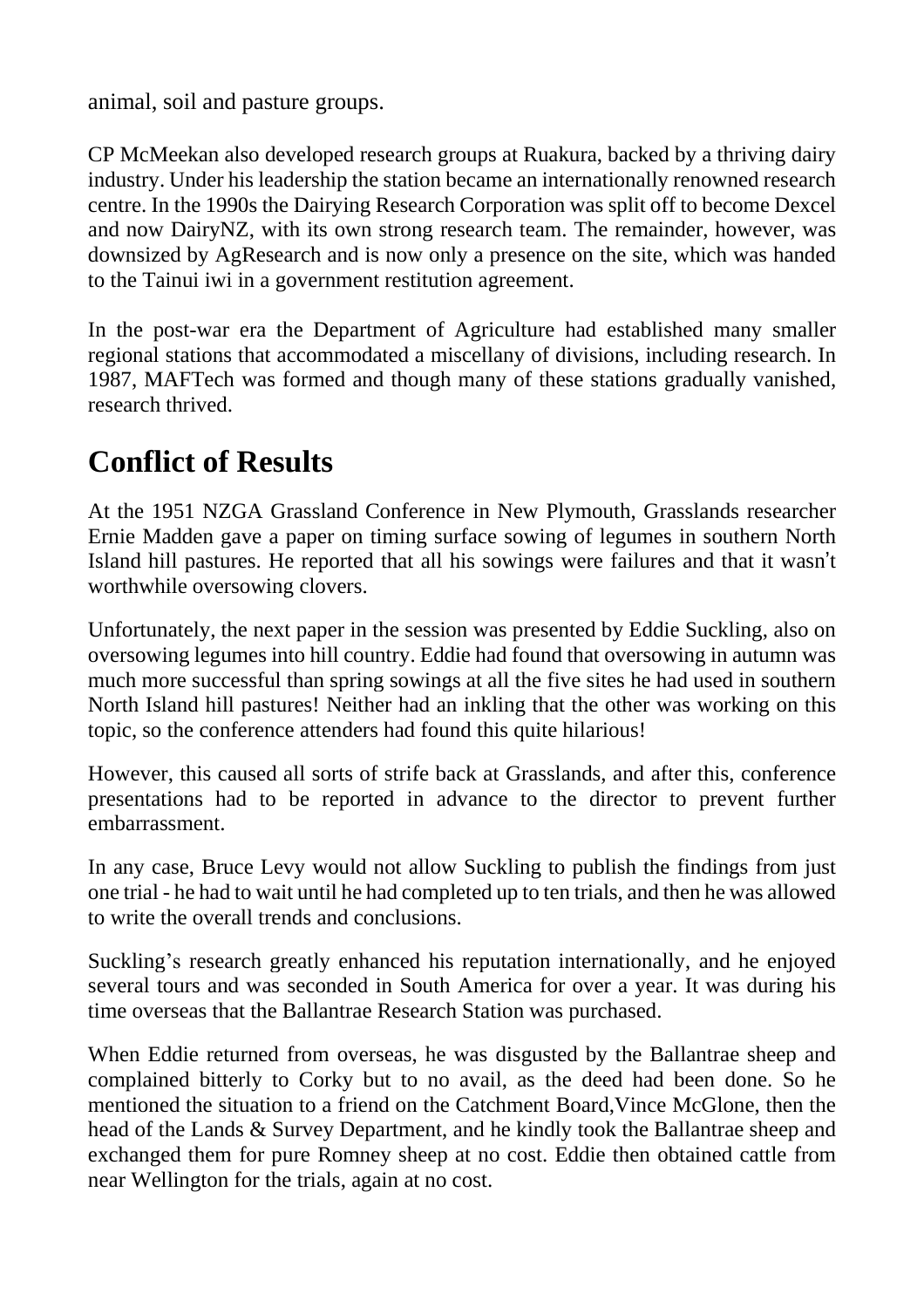animal, soil and pasture groups.

CP McMeekan also developed research groups at Ruakura, backed by a thriving dairy industry. Under his leadership the station became an internationally renowned research centre. In the 1990s the Dairying Research Corporation was split off to become Dexcel and now DairyNZ, with its own strong research team. The remainder, however, was downsized by AgResearch and is now only a presence on the site, which was handed to the Tainui iwi in a government restitution agreement.

In the post-war era the Department of Agriculture had established many smaller regional stations that accommodated a miscellany of divisions, including research. In 1987, MAFTech was formed and though many of these stations gradually vanished, research thrived.

## Conflict of Results

At the 1951 NZGA Grassland Conference in New Plymouth, Grasslands researcher Ernie Madden gave a paper on timing surface sowing of legumes in southern North Island hill pastures. He reported that all his sowings were failures and that it wasn't worthwhile oversowing clovers.

Unfortunately, the next paper in the session was presented by Eddie Suckling, also on oversowing legumes into hill country. Eddie had found that oversowing in autumn was much more successful than spring sowings at all the five sites he had used in southern North Island hill pastures! Neither had an inkling that the other was working on this topic, so the conference attenders had found this quite hilarious!

However, this caused all sorts of strife back at Grasslands, and after this, conference presentations had to be reported in advance to the director to prevent further embarrassment.

In any case, Bruce Levy would not allow Suckling to publish the findings from just one trial - he had to wait until he had completed up to ten trials, and then he was allowed to write the overall trends and conclusions.

Suckling's research greatly enhanced his reputation internationally, and he enjoyed several tours and was seconded in South America for over a year. It was during his time overseas that the Ballantrae Research Station was purchased.

When Eddie returned from overseas, he was disgusted by the Ballantrae sheep and complained bitterly to Corky but to no avail, as the deed had been done. So he mentioned the situation to a friend on the Catchment Board,Vince McGlone, then the head of the Lands & Survey Department, and he kindly took the Ballantrae sheep and exchanged them for pure Romney sheep at no cost. Eddie then obtained cattle from near Wellington for the trials, again at no cost.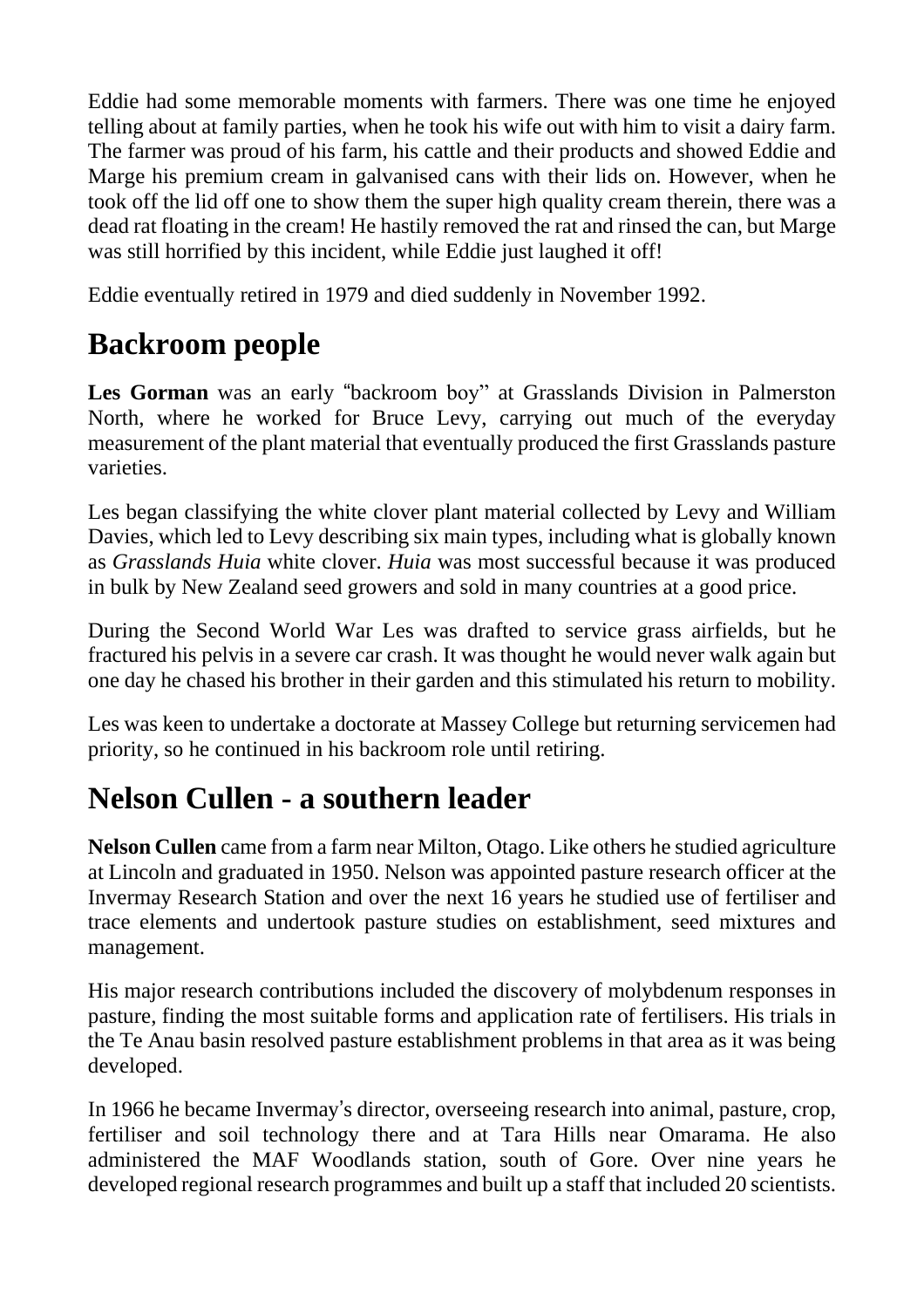Eddie had some memorable moments with farmers. There was one time he enjoyed telling about at family parties, when he took his wife out with him to visit a dairy farm. The farmer was proud of his farm, his cattle and their products and showed Eddie and Marge his premium cream in galvanised cans with their lids on. However, when he took off the lid off one to show them the super high quality cream therein, there was a dead rat floating in the cream! He hastily removed the rat and rinsed the can, but Marge was still horrified by this incident, while Eddie just laughed it off!

Eddie eventually retired in 1979 and died suddenly in November 1992.

## Backroom people

**Les Gorman** was an early "backroom boy" at Grasslands Division in Palmerston North, where he worked for Bruce Levy, carrying out much of the everyday measurement of the plant material that eventually produced the first Grasslands pasture varieties.

Les began classifying the white clover plant material collected by Levy and William Davies, which led to Levy describing six main types, including what is globally known as *Grasslands Huia* white clover. *Huia* was most successful because it was produced in bulk by New Zealand seed growers and sold in many countries at a good price.

During the Second World War Les was drafted to service grass airfields, but he fractured his pelvis in a severe car crash. It was thought he would never walk again but one day he chased his brother in their garden and this stimulated his return to mobility.

Les was keen to undertake a doctorate at Massey College but returning servicemen had priority, so he continued in his backroom role until retiring.

## Nelson Cullen - a southern leader

**Nelson Cullen** came from a farm near Milton, Otago. Like others he studied agriculture at Lincoln and graduated in 1950. Nelson was appointed pasture research officer at the Invermay Research Station and over the next 16 years he studied use of fertiliser and trace elements and undertook pasture studies on establishment, seed mixtures and management.

His major research contributions included the discovery of molybdenum responses in pasture, finding the most suitable forms and application rate of fertilisers. His trials in the Te Anau basin resolved pasture establishment problems in that area as it was being developed.

In 1966 he became Invermay's director, overseeing research into animal, pasture, crop, fertiliser and soil technology there and at Tara Hills near Omarama. He also administered the MAF Woodlands station, south of Gore. Over nine years he developed regional research programmes and built up a staff that included 20 scientists.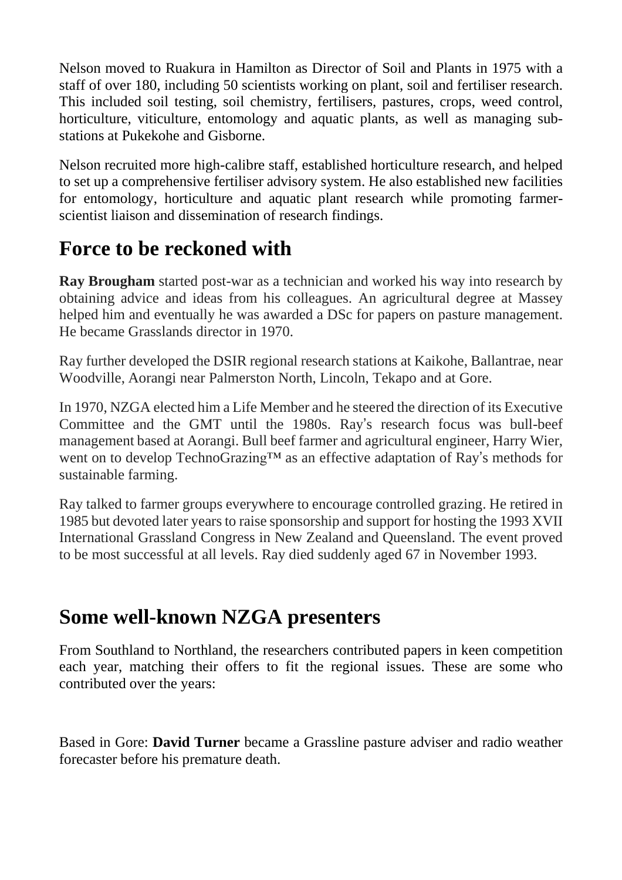Nelson moved to Ruakura in Hamilton as Director of Soil and Plants in 1975 with a staff of over 180, including 50 scientists working on plant, soil and fertiliser research. This included soil testing, soil chemistry, fertilisers, pastures, crops, weed control, horticulture, viticulture, entomology and aquatic plants, as well as managing sub-stations at Pukekohe and Gisborne.

Nelson recruited more high-calibre staff, established horticulture research, and helped to set up a comprehensive fertiliser advisory system. He also established new facilities for entomology, horticulture and aquatic plant research while promoting farmer-scientist liaison and dissemination of research findings.

## Force to be reckoned with

**Ray Brougham** started post-war as a technician and worked his way into research by obtaining advice and ideas from his colleagues. An agricultural degree at Massey helped him and eventually he was awarded a DSc for papers on pasture management. He became Grasslands director in 1970.

Ray further developed the DSIR regional research stations at Kaikohe, Ballantrae, near Woodville, Aorangi near Palmerston North, Lincoln, Tekapo and at Gore.

In 1970, NZGA elected him a Life Member and he steered the direction of its Executive Committee and the GMT until the 1980s. Ray's research focus was bull-beef management based at Aorangi. Bull beef farmer and agricultural engineer, Harry Wier, went on to develop TechnoGrazing™ as an effective adaptation of Ray's methods for sustainable farming.

Ray talked to farmer groups everywhere to encourage controlled grazing. He retired in 1985 but devoted later years to raise sponsorship and support for hosting the 1993 XVII International Grassland Congress in New Zealand and Queensland. The event proved to be most successful at all levels. Ray died suddenly aged 67 in November 1993.

## Some well-known NZGA presenters

From Southland to Northland, the researchers contributed papers in keen competition each year, matching their offers to fit the regional issues. These are some who contributed over the years:

Based in Gore: **David Turner** became a Grassline pasture adviser and radio weather forecaster before his premature death.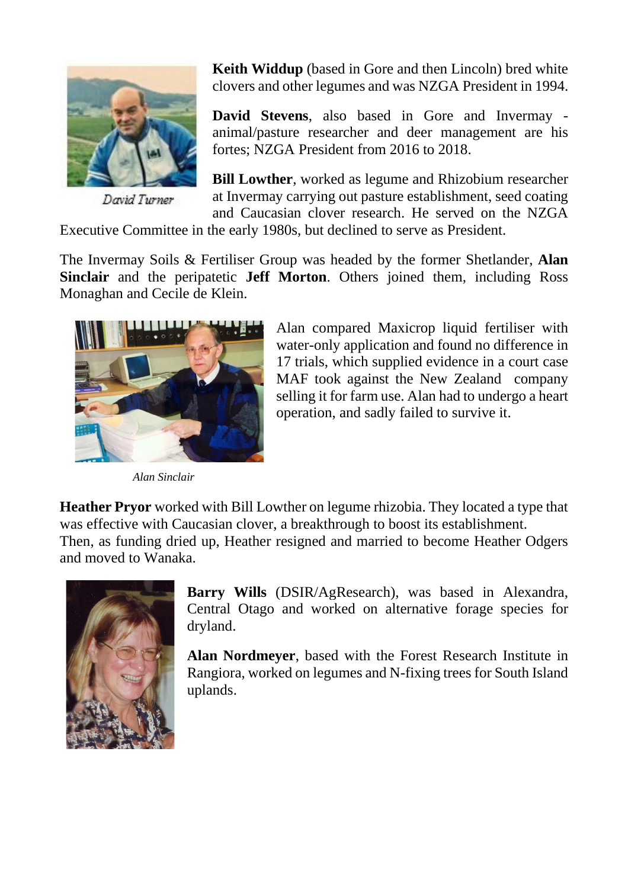David Turner

**Keith Widdup** (based in Gore and then Lincoln) bred white clovers and other legumes and was NZGA President in 1994.

**David Stevens**, also based in Gore and Invermay - animal/pasture researcher and deer management are his fortes; NZGA President from 2016 to 2018.

**Bill Lowther**, worked as legume and Rhizobium researcher at Invermay carrying out pasture establishment, seed coating and Caucasian clover research. He served on the NZGA Executive Committee in the early 1980s, but declined to serve as President.

The Invermay Soils & Fertiliser Group was headed by the former Shetlander, **Alan Sinclair** and the peripatetic **Jeff Morton**. Others joined them, including Ross Monaghan and Cecile de Klein.

Alan compared Maxicrop liquid fertiliser with water-only application and found no difference in 17 trials, which supplied evidence in a court case MAF took against the New Zealand company selling it for farm use. Alan had to undergo a heart operation, and sadly failed to survive it.

*Alan Sinclair*

**Heather Pryor** worked with Bill Lowther on legume rhizobia. They located a type that was effective with Caucasian clover, a breakthrough to boost its establishment.
Then, as funding dried up, Heather resigned and married to become Heather Odgers and moved to Wanaka.

**Barry Wills** (DSIR/AgResearch), was based in Alexandra, Central Otago and worked on alternative forage species for dryland.

**Alan Nordmeyer**, based with the Forest Research Institute in Rangiora, worked on legumes and N-fixing trees for South Island uplands.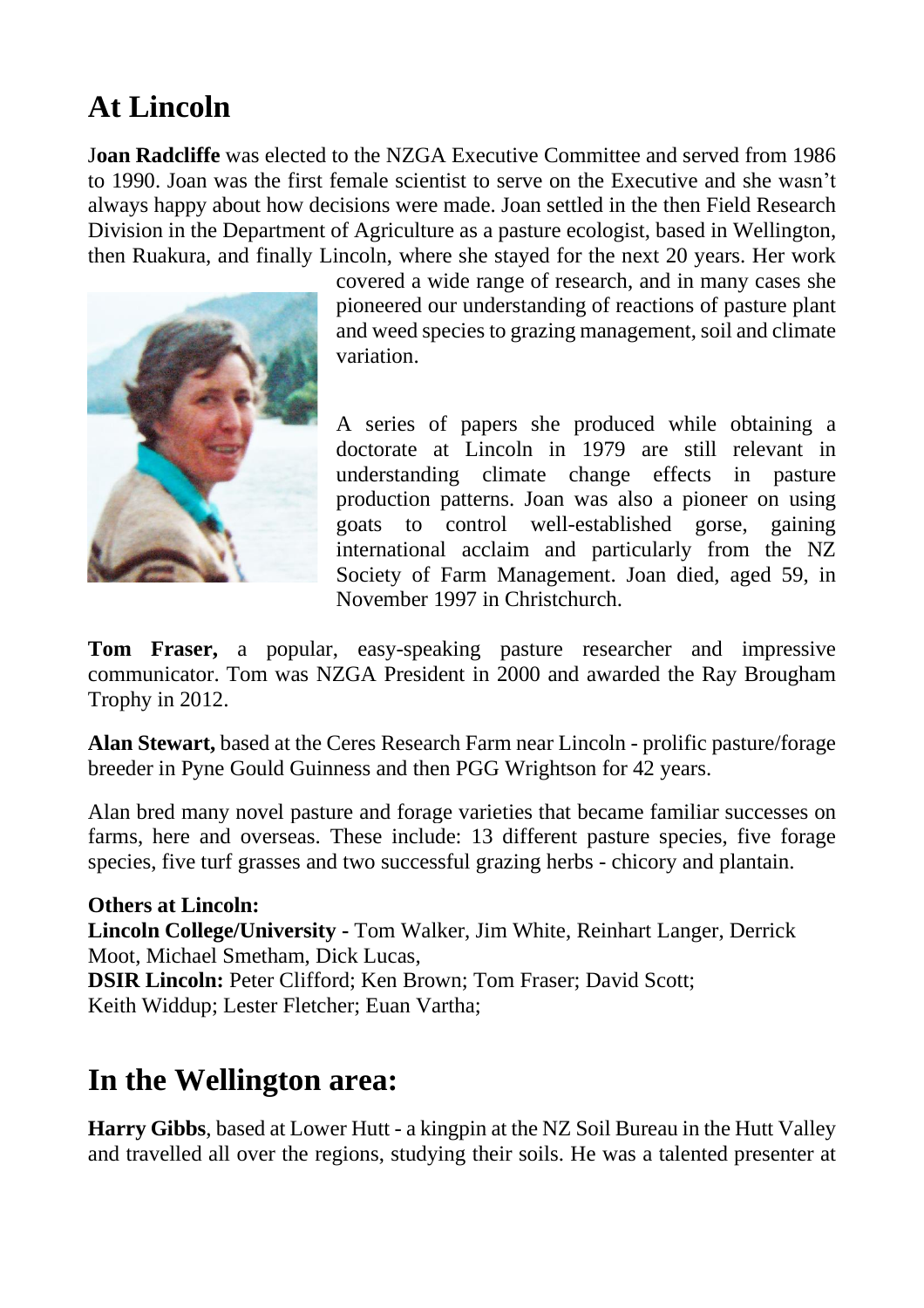# At Lincoln

**Joan Radcliffe** was elected to the NZGA Executive Committee and served from 1986 to 1990. Joan was the first female scientist to serve on the Executive and she wasn't always happy about how decisions were made. Joan settled in the then Field Research Division in the Department of Agriculture as a pasture ecologist, based in Wellington, then Ruakura, and finally Lincoln, where she stayed for the next 20 years. Her work covered a wide range of research, and in many cases she pioneered our understanding of reactions of pasture plant and weed species to grazing management, soil and climate variation.

A series of papers she produced while obtaining a doctorate at Lincoln in 1979 are still relevant in understanding climate change effects in pasture production patterns. Joan was also a pioneer on using goats to control well-established gorse, gaining international acclaim and particularly from the NZ Society of Farm Management. Joan died, aged 59, in November 1997 in Christchurch.

**Tom Fraser,** a popular, easy-speaking pasture researcher and impressive communicator. Tom was NZGA President in 2000 and awarded the Ray Brougham Trophy in 2012.

**Alan Stewart,** based at the Ceres Research Farm near Lincoln - prolific pasture/forage breeder in Pyne Gould Guinness and then PGG Wrightson for 42 years.

Alan bred many novel pasture and forage varieties that became familiar successes on farms, here and overseas. These include: 13 different pasture species, five forage species, five turf grasses and two successful grazing herbs - chicory and plantain.

**Others at Lincoln:**
**Lincoln College/University -** Tom Walker, Jim White, Reinhart Langer, Derrick Moot, Michael Smetham, Dick Lucas,
**DSIR Lincoln:** Peter Clifford; Ken Brown; Tom Fraser; David Scott; Keith Widdup; Lester Fletcher; Euan Vartha;

# In the Wellington area:

**Harry Gibbs**, based at Lower Hutt - a kingpin at the NZ Soil Bureau in the Hutt Valley and travelled all over the regions, studying their soils. He was a talented presenter at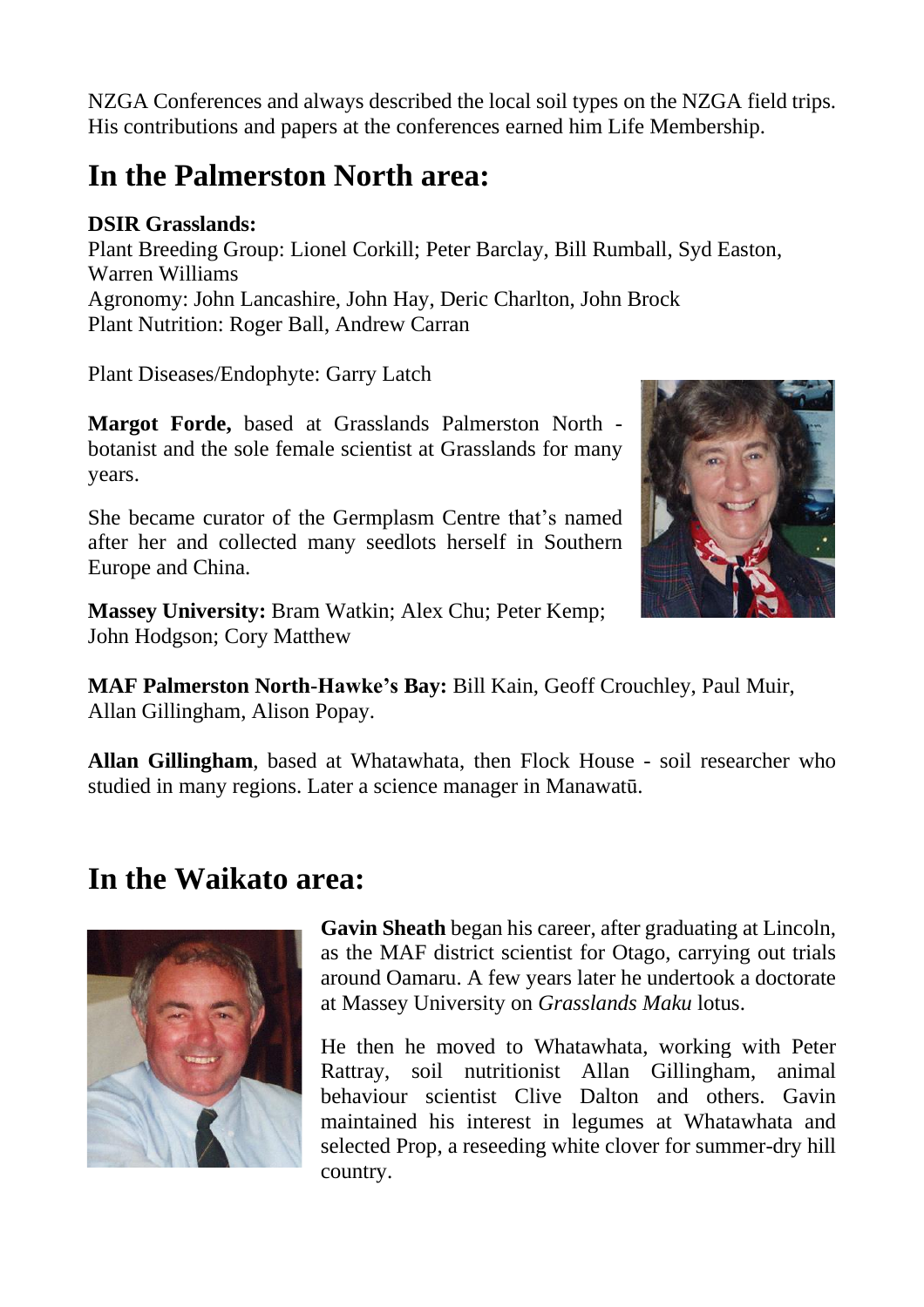NZGA Conferences and always described the local soil types on the NZGA field trips. His contributions and papers at the conferences earned him Life Membership.

## In the Palmerston North area:

**DSIR Grasslands:**
Plant Breeding Group: Lionel Corkill; Peter Barclay, Bill Rumball, Syd Easton, Warren Williams
Agronomy: John Lancashire, John Hay, Deric Charlton, John Brock
Plant Nutrition: Roger Ball, Andrew Carran

Plant Diseases/Endophyte: Garry Latch

**Margot Forde,** based at Grasslands Palmerston North - botanist and the sole female scientist at Grasslands for many years.

She became curator of the Germplasm Centre that's named after her and collected many seedlots herself in Southern Europe and China.

**Massey University:** Bram Watkin; Alex Chu; Peter Kemp; John Hodgson; Cory Matthew

**MAF Palmerston North-Hawke's Bay:** Bill Kain, Geoff Crouchley, Paul Muir, Allan Gillingham, Alison Popay.

**Allan Gillingham**, based at Whatawhata, then Flock House - soil researcher who studied in many regions. Later a science manager in Manawatū.

## In the Waikato area:

**Gavin Sheath** began his career, after graduating at Lincoln, as the MAF district scientist for Otago, carrying out trials around Oamaru. A few years later he undertook a doctorate at Massey University on *Grasslands Maku* lotus.

He then he moved to Whatawhata, working with Peter Rattray, soil nutritionist Allan Gillingham, animal behaviour scientist Clive Dalton and others. Gavin maintained his interest in legumes at Whatawhata and selected Prop, a reseeding white clover for summer-dry hill country.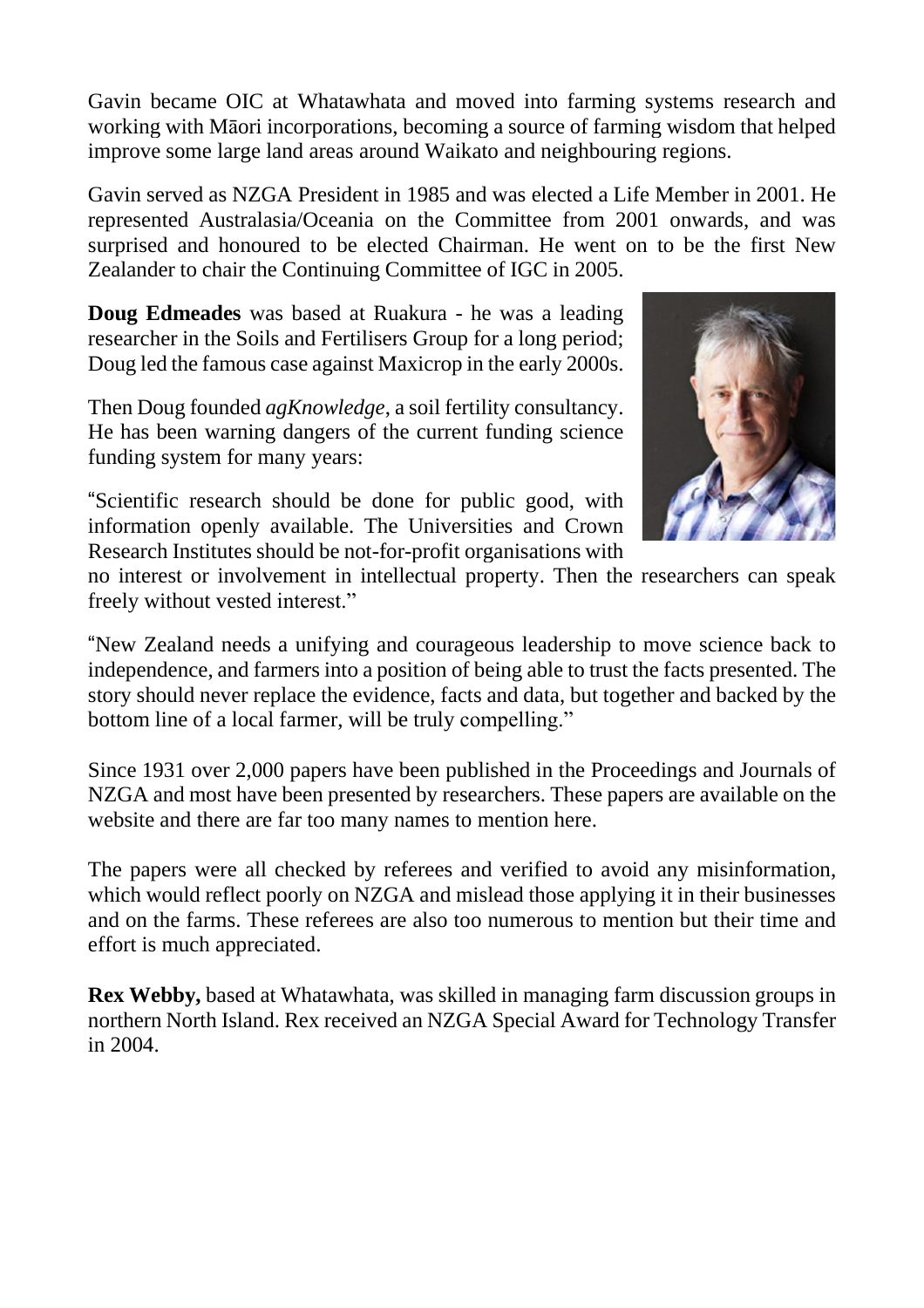Gavin became OIC at Whatawhata and moved into farming systems research and working with Māori incorporations, becoming a source of farming wisdom that helped improve some large land areas around Waikato and neighbouring regions.

Gavin served as NZGA President in 1985 and was elected a Life Member in 2001. He represented Australasia/Oceania on the Committee from 2001 onwards, and was surprised and honoured to be elected Chairman. He went on to be the first New Zealander to chair the Continuing Committee of IGC in 2005.

**Doug Edmeades** was based at Ruakura - he was a leading researcher in the Soils and Fertilisers Group for a long period; Doug led the famous case against Maxicrop in the early 2000s.

Then Doug founded *agKnowledge*, a soil fertility consultancy. He has been warning dangers of the current funding science funding system for many years:

"Scientific research should be done for public good, with information openly available. The Universities and Crown Research Institutes should be not-for-profit organisations with no interest or involvement in intellectual property. Then the researchers can speak freely without vested interest."

"New Zealand needs a unifying and courageous leadership to move science back to independence, and farmers into a position of being able to trust the facts presented. The story should never replace the evidence, facts and data, but together and backed by the bottom line of a local farmer, will be truly compelling."

Since 1931 over 2,000 papers have been published in the Proceedings and Journals of NZGA and most have been presented by researchers. These papers are available on the website and there are far too many names to mention here.

The papers were all checked by referees and verified to avoid any misinformation, which would reflect poorly on NZGA and mislead those applying it in their businesses and on the farms. These referees are also too numerous to mention but their time and effort is much appreciated.

**Rex Webby,** based at Whatawhata, was skilled in managing farm discussion groups in northern North Island. Rex received an NZGA Special Award for Technology Transfer in 2004.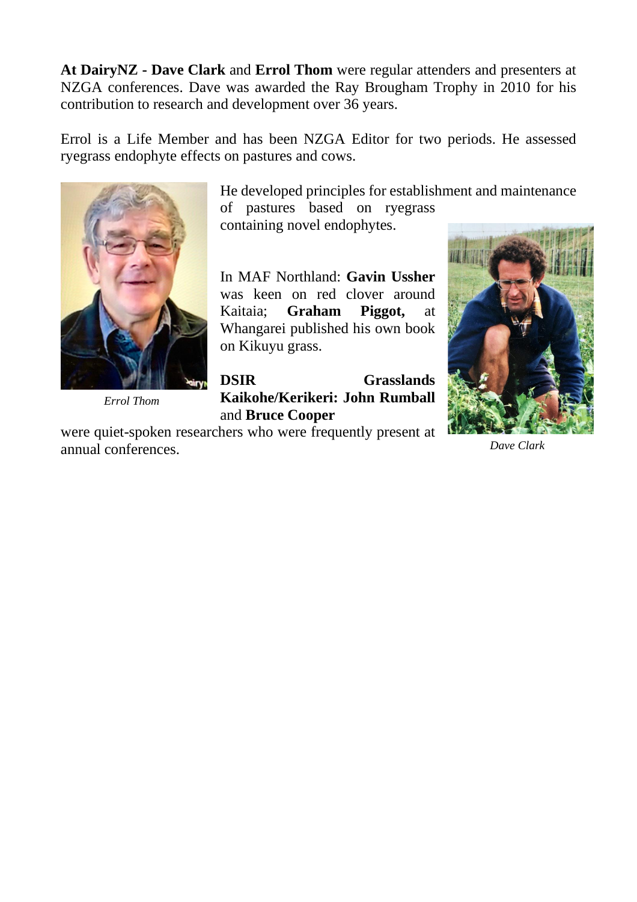**At DairyNZ - Dave Clark** and **Errol Thom** were regular attenders and presenters at NZGA conferences. Dave was awarded the Ray Brougham Trophy in 2010 for his contribution to research and development over 36 years.

Errol is a Life Member and has been NZGA Editor for two periods. He assessed ryegrass endophyte effects on pastures and cows.

He developed principles for establishment and maintenance of pastures based on ryegrass containing novel endophytes.

*Errol Thom*

In MAF Northland: **Gavin Ussher** was keen on red clover around Kaitaia; **Graham Piggot,** at Whangarei published his own book on Kikuyu grass.

**DSIR Grasslands Kaikohe/Kerikeri: John Rumball** and **Bruce Cooper** were quiet-spoken researchers who were frequently present at annual conferences.

*Dave Clark*